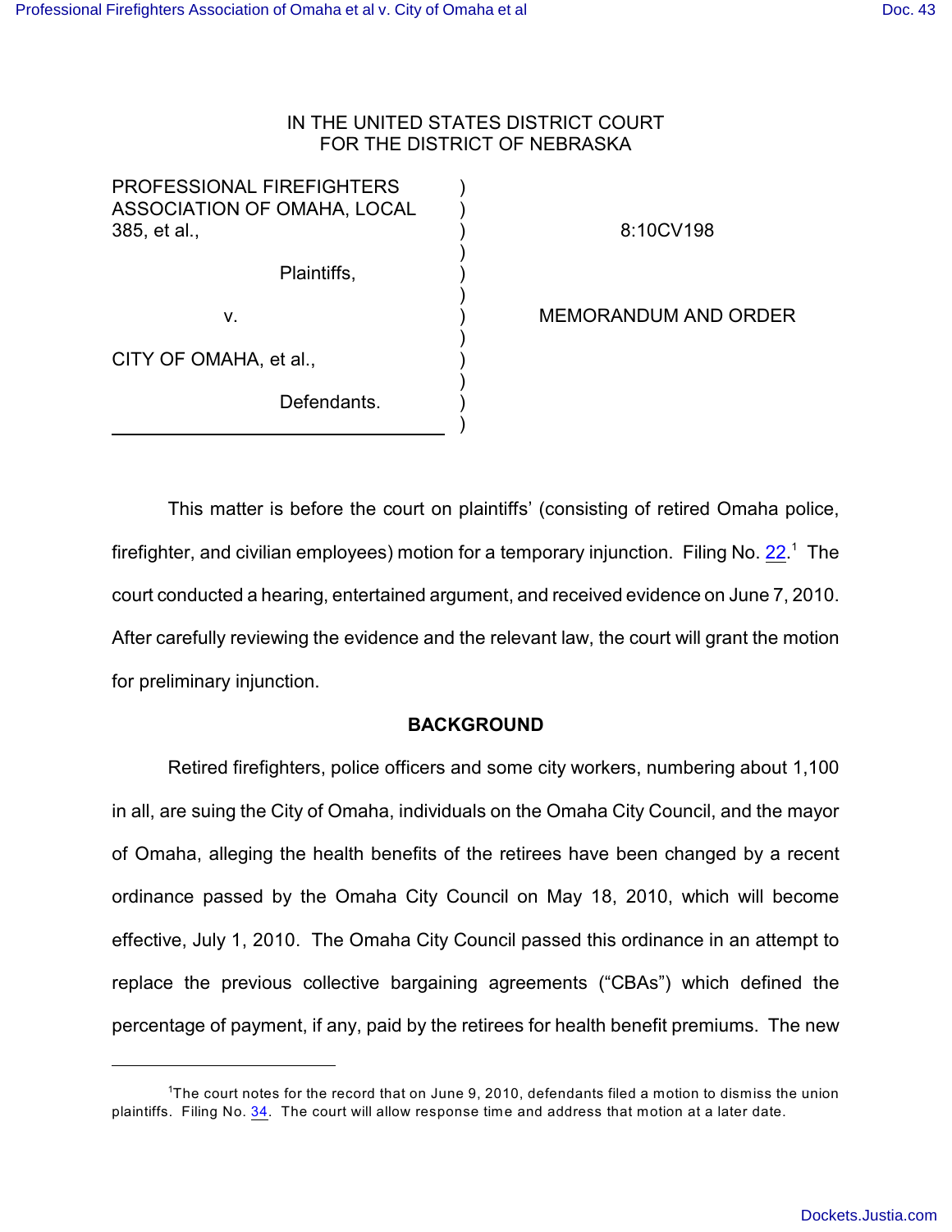IN THE UNITED STATES DISTRICT COURT
FOR THE DISTRICT OF NEBRASKA

| | | |
|---|---|---|
| PROFESSIONAL FIREFIGHTERS ASSOCIATION OF OMAHA, LOCAL 385, et al., | ) | 8:10CV198 |
| Plaintiffs, | ) | |
| v. | ) | MEMORANDUM AND ORDER |
| CITY OF OMAHA, et al., | ) | |
| Defendants. | ) | |

This matter is before the court on plaintiffs' (consisting of retired Omaha police, firefighter, and civilian employees) motion for a temporary injunction. Filing No. 22.[1] The court conducted a hearing, entertained argument, and received evidence on June 7, 2010. After carefully reviewing the evidence and the relevant law, the court will grant the motion for preliminary injunction.

**BACKGROUND**

Retired firefighters, police officers and some city workers, numbering about 1,100 in all, are suing the City of Omaha, individuals on the Omaha City Council, and the mayor of Omaha, alleging the health benefits of the retirees have been changed by a recent ordinance passed by the Omaha City Council on May 18, 2010, which will become effective, July 1, 2010. The Omaha City Council passed this ordinance in an attempt to replace the previous collective bargaining agreements ("CBAs") which defined the percentage of payment, if any, paid by the retirees for health benefit premiums. The new

[1] The court notes for the record that on June 9, 2010, defendants filed a motion to dismiss the union plaintiffs. Filing No. 34. The court will allow response time and address that motion at a later date.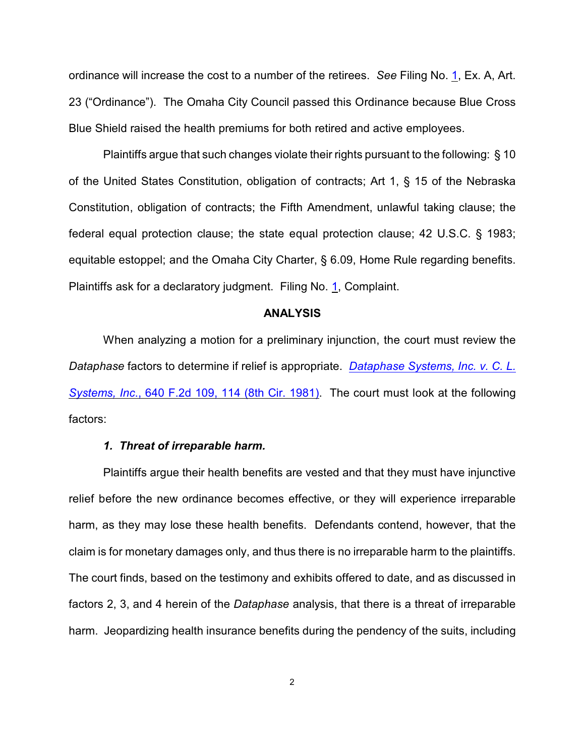ordinance will increase the cost to a number of the retirees. *See* Filing No. 1, Ex. A, Art. 23 ("Ordinance"). The Omaha City Council passed this Ordinance because Blue Cross Blue Shield raised the health premiums for both retired and active employees.

Plaintiffs argue that such changes violate their rights pursuant to the following: § 10 of the United States Constitution, obligation of contracts; Art 1, § 15 of the Nebraska Constitution, obligation of contracts; the Fifth Amendment, unlawful taking clause; the federal equal protection clause; the state equal protection clause; 42 U.S.C. § 1983; equitable estoppel; and the Omaha City Charter, § 6.09, Home Rule regarding benefits. Plaintiffs ask for a declaratory judgment. Filing No. 1, Complaint.

**ANALYSIS**

When analyzing a motion for a preliminary injunction, the court must review the *Dataphase* factors to determine if relief is appropriate. *Dataphase Systems, Inc. v. C. L. Systems, Inc.*, 640 F.2d 109, 114 (8th Cir. 1981). The court must look at the following factors:

***1. Threat of irreparable harm.***

Plaintiffs argue their health benefits are vested and that they must have injunctive relief before the new ordinance becomes effective, or they will experience irreparable harm, as they may lose these health benefits. Defendants contend, however, that the claim is for monetary damages only, and thus there is no irreparable harm to the plaintiffs. The court finds, based on the testimony and exhibits offered to date, and as discussed in factors 2, 3, and 4 herein of the *Dataphase* analysis, that there is a threat of irreparable harm. Jeopardizing health insurance benefits during the pendency of the suits, including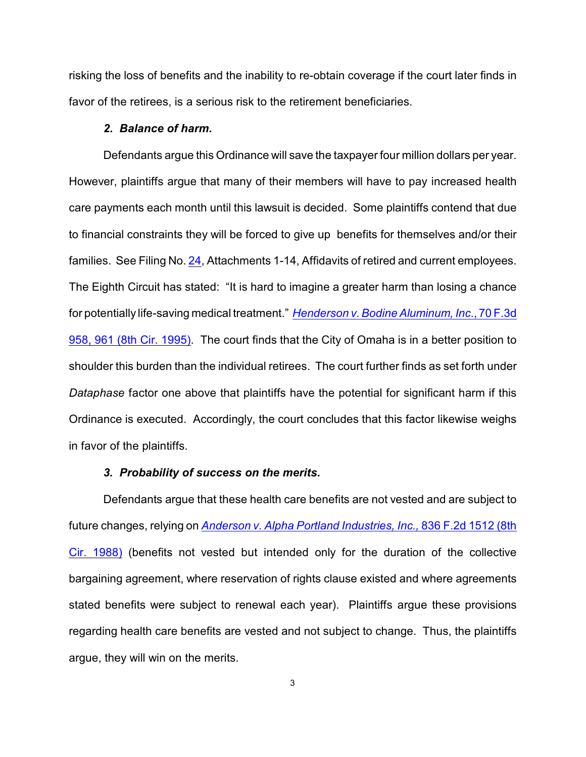risking the loss of benefits and the inability to re-obtain coverage if the court later finds in favor of the retirees, is a serious risk to the retirement beneficiaries.

***2. Balance of harm.***

Defendants argue this Ordinance will save the taxpayer four million dollars per year. However, plaintiffs argue that many of their members will have to pay increased health care payments each month until this lawsuit is decided. Some plaintiffs contend that due to financial constraints they will be forced to give up benefits for themselves and/or their families. See Filing No. 24, Attachments 1-14, Affidavits of retired and current employees. The Eighth Circuit has stated: "It is hard to imagine a greater harm than losing a chance for potentially life-saving medical treatment." *Henderson v. Bodine Aluminum, Inc.*, 70 F.3d 958, 961 (8th Cir. 1995). The court finds that the City of Omaha is in a better position to shoulder this burden than the individual retirees. The court further finds as set forth under *Dataphase* factor one above that plaintiffs have the potential for significant harm if this Ordinance is executed. Accordingly, the court concludes that this factor likewise weighs in favor of the plaintiffs.

***3. Probability of success on the merits.***

Defendants argue that these health care benefits are not vested and are subject to future changes, relying on *Anderson v. Alpha Portland Industries, Inc.*, 836 F.2d 1512 (8th Cir. 1988) (benefits not vested but intended only for the duration of the collective bargaining agreement, where reservation of rights clause existed and where agreements stated benefits were subject to renewal each year). Plaintiffs argue these provisions regarding health care benefits are vested and not subject to change. Thus, the plaintiffs argue, they will win on the merits.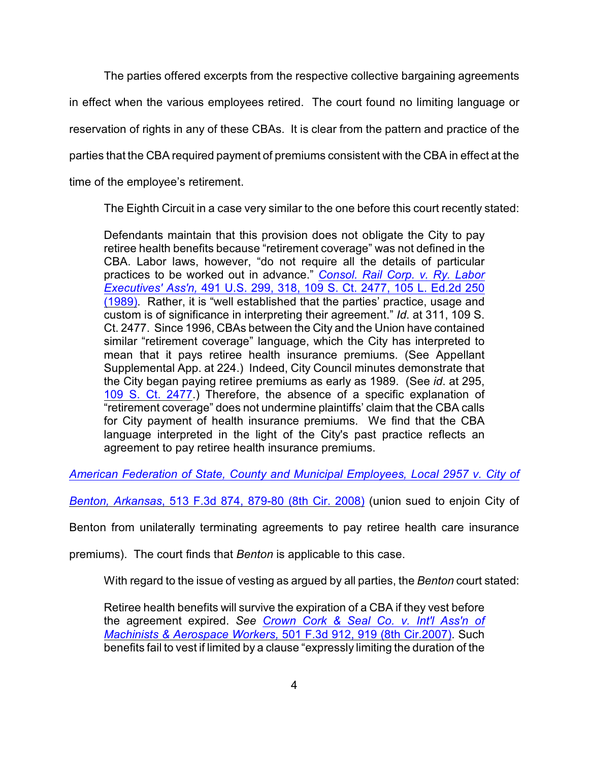The parties offered excerpts from the respective collective bargaining agreements in effect when the various employees retired. The court found no limiting language or reservation of rights in any of these CBAs. It is clear from the pattern and practice of the parties that the CBA required payment of premiums consistent with the CBA in effect at the time of the employee's retirement.

The Eighth Circuit in a case very similar to the one before this court recently stated:

> Defendants maintain that this provision does not obligate the City to pay retiree health benefits because "retirement coverage" was not defined in the CBA. Labor laws, however, "do not require all the details of particular practices to be worked out in advance." *Consol. Rail Corp. v. Ry. Labor Executives' Ass'n,* 491 U.S. 299, 318, 109 S. Ct. 2477, 105 L. Ed.2d 250 (1989). Rather, it is "well established that the parties' practice, usage and custom is of significance in interpreting their agreement." *Id*. at 311, 109 S. Ct. 2477. Since 1996, CBAs between the City and the Union have contained similar "retirement coverage" language, which the City has interpreted to mean that it pays retiree health insurance premiums. (See Appellant Supplemental App. at 224.) Indeed, City Council minutes demonstrate that the City began paying retiree premiums as early as 1989. (See *id*. at 295, 109 S. Ct. 2477.) Therefore, the absence of a specific explanation of "retirement coverage" does not undermine plaintiffs' claim that the CBA calls for City payment of health insurance premiums. We find that the CBA language interpreted in the light of the City's past practice reflects an agreement to pay retiree health insurance premiums.

*American Federation of State, County and Municipal Employees, Local 2957 v. City of Benton, Arkansas*, 513 F.3d 874, 879-80 (8th Cir. 2008) (union sued to enjoin City of Benton from unilaterally terminating agreements to pay retiree health care insurance premiums). The court finds that *Benton* is applicable to this case.

With regard to the issue of vesting as argued by all parties, the *Benton* court stated:

> Retiree health benefits will survive the expiration of a CBA if they vest before the agreement expired. *See* *Crown Cork & Seal Co. v. Int'l Ass'n of Machinists & Aerospace Workers,* 501 F.3d 912, 919 (8th Cir.2007). Such benefits fail to vest if limited by a clause "expressly limiting the duration of the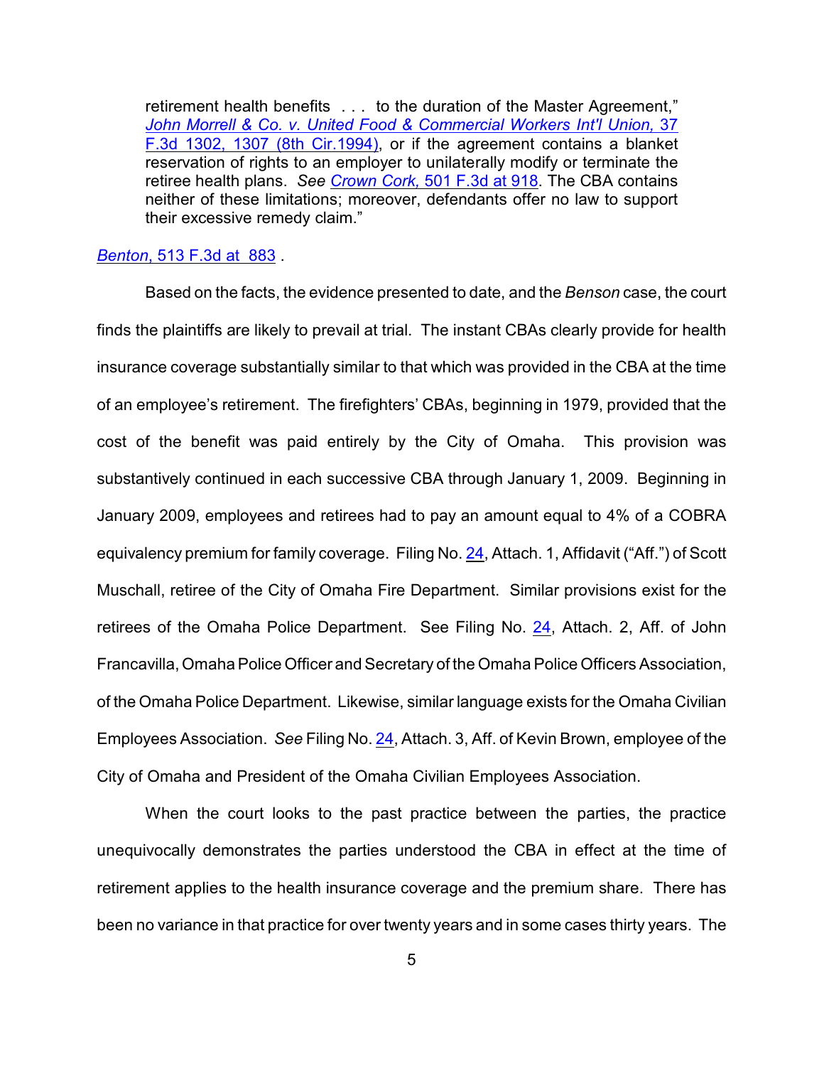> retirement health benefits . . . to the duration of the Master Agreement," *John Morrell & Co. v. United Food & Commercial Workers Int'l Union,* 37 F.3d 1302, 1307 (8th Cir.1994), or if the agreement contains a blanket reservation of rights to an employer to unilaterally modify or terminate the retiree health plans. *See Crown Cork,* 501 F.3d at 918. The CBA contains neither of these limitations; moreover, defendants offer no law to support their excessive remedy claim."

*Benton*, 513 F.3d at 883 .

Based on the facts, the evidence presented to date, and the *Benson* case, the court finds the plaintiffs are likely to prevail at trial. The instant CBAs clearly provide for health insurance coverage substantially similar to that which was provided in the CBA at the time of an employee's retirement. The firefighters' CBAs, beginning in 1979, provided that the cost of the benefit was paid entirely by the City of Omaha. This provision was substantively continued in each successive CBA through January 1, 2009. Beginning in January 2009, employees and retirees had to pay an amount equal to 4% of a COBRA equivalency premium for family coverage. Filing No. 24, Attach. 1, Affidavit ("Aff.") of Scott Muschall, retiree of the City of Omaha Fire Department. Similar provisions exist for the retirees of the Omaha Police Department. See Filing No. 24, Attach. 2, Aff. of John Francavilla, Omaha Police Officer and Secretary of the Omaha Police Officers Association, of the Omaha Police Department. Likewise, similar language exists for the Omaha Civilian Employees Association. *See* Filing No. 24, Attach. 3, Aff. of Kevin Brown, employee of the City of Omaha and President of the Omaha Civilian Employees Association.

When the court looks to the past practice between the parties, the practice unequivocally demonstrates the parties understood the CBA in effect at the time of retirement applies to the health insurance coverage and the premium share. There has been no variance in that practice for over twenty years and in some cases thirty years. The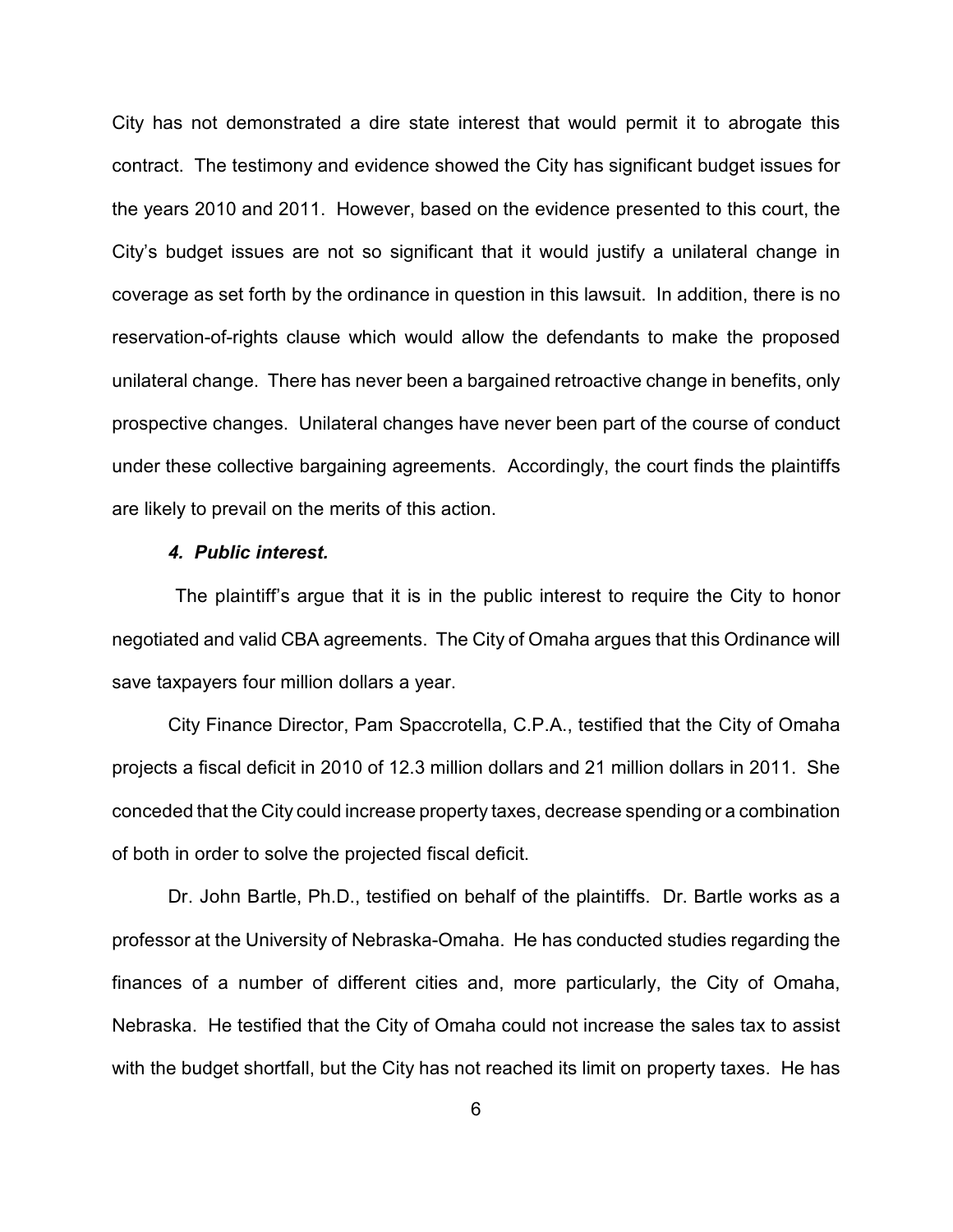City has not demonstrated a dire state interest that would permit it to abrogate this contract. The testimony and evidence showed the City has significant budget issues for the years 2010 and 2011. However, based on the evidence presented to this court, the City's budget issues are not so significant that it would justify a unilateral change in coverage as set forth by the ordinance in question in this lawsuit. In addition, there is no reservation-of-rights clause which would allow the defendants to make the proposed unilateral change. There has never been a bargained retroactive change in benefits, only prospective changes. Unilateral changes have never been part of the course of conduct under these collective bargaining agreements. Accordingly, the court finds the plaintiffs are likely to prevail on the merits of this action.

***4. Public interest.***

The plaintiff's argue that it is in the public interest to require the City to honor negotiated and valid CBA agreements. The City of Omaha argues that this Ordinance will save taxpayers four million dollars a year.

City Finance Director, Pam Spaccrotella, C.P.A., testified that the City of Omaha projects a fiscal deficit in 2010 of 12.3 million dollars and 21 million dollars in 2011. She conceded that the City could increase property taxes, decrease spending or a combination of both in order to solve the projected fiscal deficit.

Dr. John Bartle, Ph.D., testified on behalf of the plaintiffs. Dr. Bartle works as a professor at the University of Nebraska-Omaha. He has conducted studies regarding the finances of a number of different cities and, more particularly, the City of Omaha, Nebraska. He testified that the City of Omaha could not increase the sales tax to assist with the budget shortfall, but the City has not reached its limit on property taxes. He has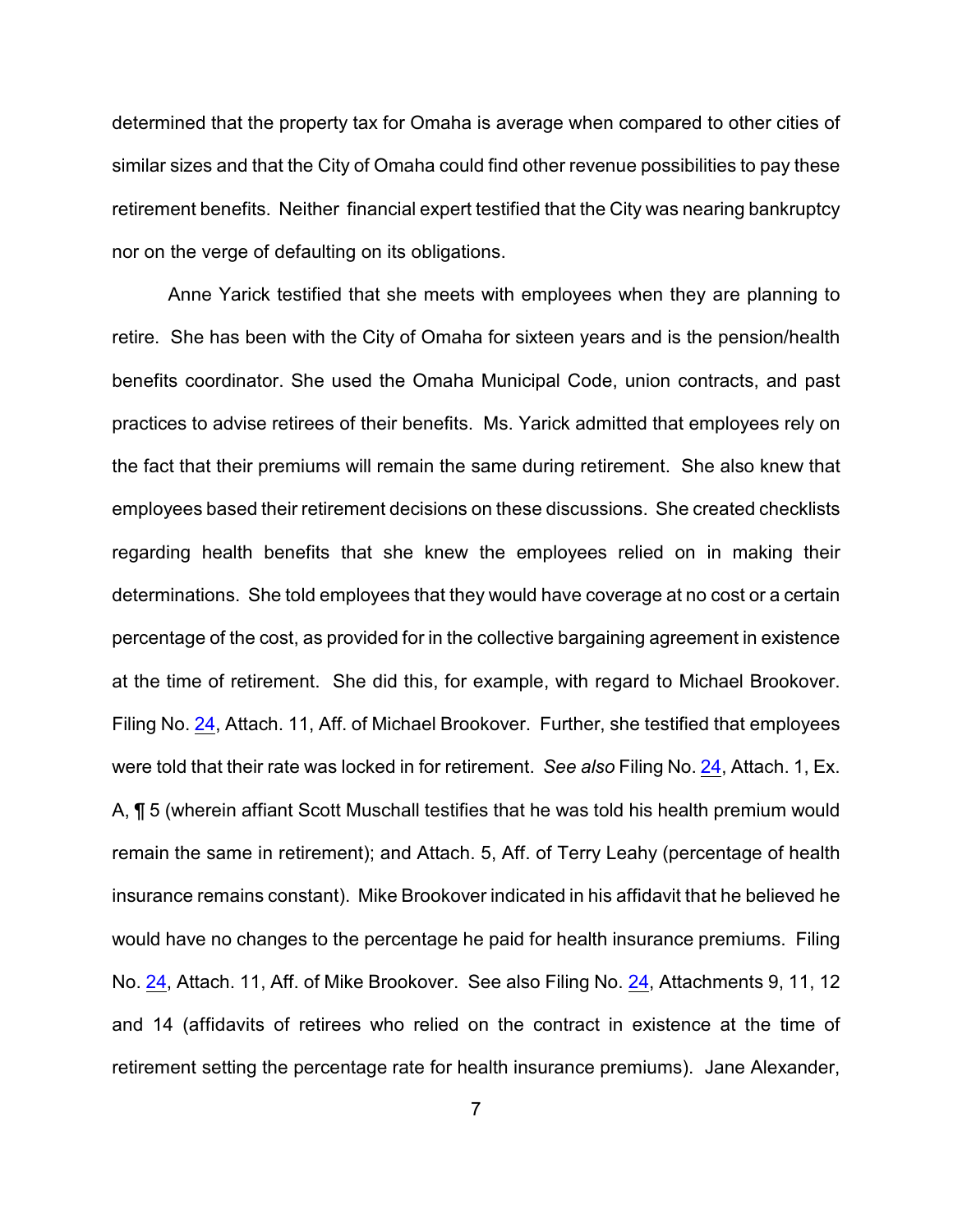determined that the property tax for Omaha is average when compared to other cities of similar sizes and that the City of Omaha could find other revenue possibilities to pay these retirement benefits. Neither financial expert testified that the City was nearing bankruptcy nor on the verge of defaulting on its obligations.

Anne Yarick testified that she meets with employees when they are planning to retire. She has been with the City of Omaha for sixteen years and is the pension/health benefits coordinator. She used the Omaha Municipal Code, union contracts, and past practices to advise retirees of their benefits. Ms. Yarick admitted that employees rely on the fact that their premiums will remain the same during retirement. She also knew that employees based their retirement decisions on these discussions. She created checklists regarding health benefits that she knew the employees relied on in making their determinations. She told employees that they would have coverage at no cost or a certain percentage of the cost, as provided for in the collective bargaining agreement in existence at the time of retirement. She did this, for example, with regard to Michael Brookover. Filing No. 24, Attach. 11, Aff. of Michael Brookover. Further, she testified that employees were told that their rate was locked in for retirement. *See also* Filing No. 24, Attach. 1, Ex. A, ¶ 5 (wherein affiant Scott Muschall testifies that he was told his health premium would remain the same in retirement); and Attach. 5, Aff. of Terry Leahy (percentage of health insurance remains constant). Mike Brookover indicated in his affidavit that he believed he would have no changes to the percentage he paid for health insurance premiums. Filing No. 24, Attach. 11, Aff. of Mike Brookover. See also Filing No. 24, Attachments 9, 11, 12 and 14 (affidavits of retirees who relied on the contract in existence at the time of retirement setting the percentage rate for health insurance premiums). Jane Alexander,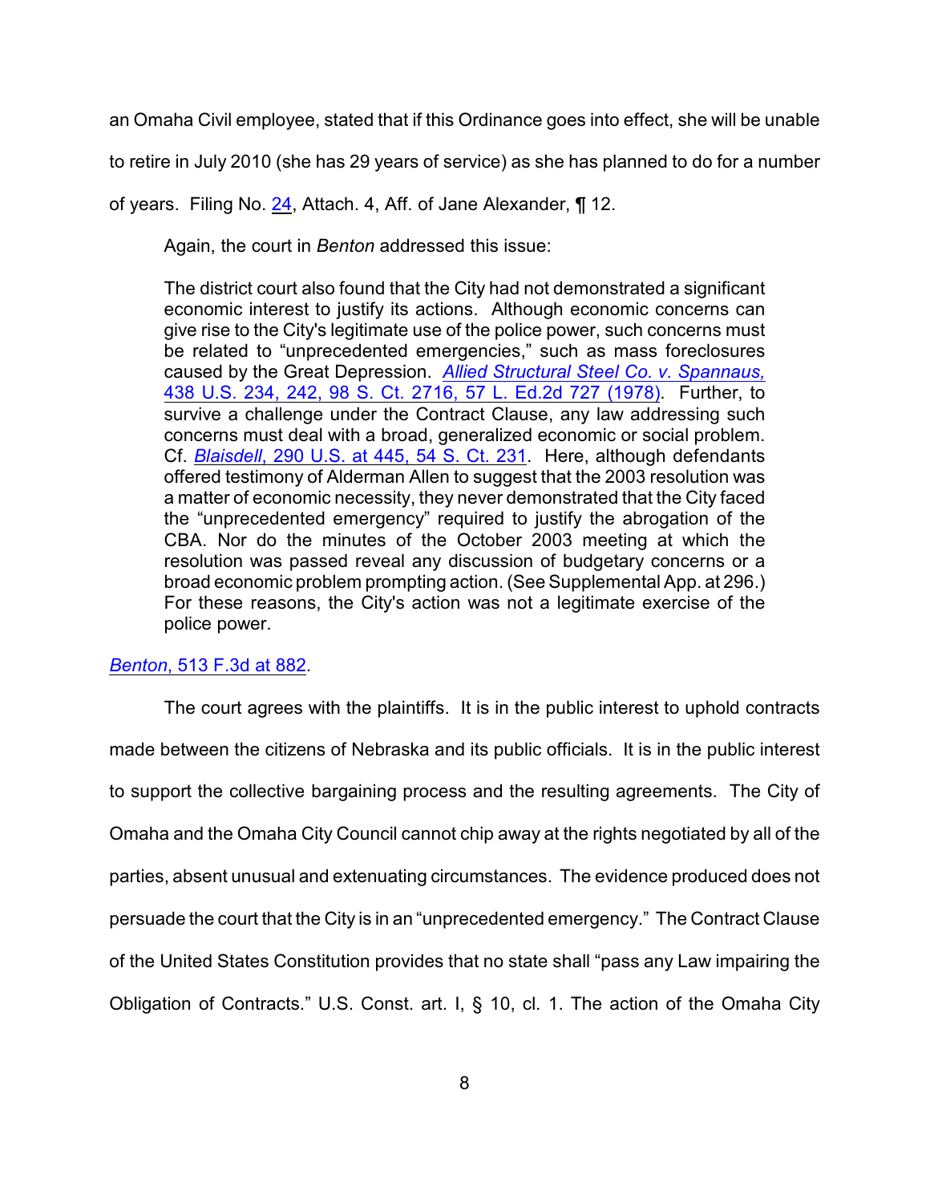an Omaha Civil employee, stated that if this Ordinance goes into effect, she will be unable to retire in July 2010 (she has 29 years of service) as she has planned to do for a number of years. Filing No. 24, Attach. 4, Aff. of Jane Alexander, ¶ 12.

Again, the court in *Benton* addressed this issue:

> The district court also found that the City had not demonstrated a significant economic interest to justify its actions. Although economic concerns can give rise to the City's legitimate use of the police power, such concerns must be related to "unprecedented emergencies," such as mass foreclosures caused by the Great Depression. *Allied Structural Steel Co. v. Spannaus,* 438 U.S. 234, 242, 98 S. Ct. 2716, 57 L. Ed.2d 727 (1978). Further, to survive a challenge under the Contract Clause, any law addressing such concerns must deal with a broad, generalized economic or social problem. Cf. *Blaisdell*, 290 U.S. at 445, 54 S. Ct. 231. Here, although defendants offered testimony of Alderman Allen to suggest that the 2003 resolution was a matter of economic necessity, they never demonstrated that the City faced the "unprecedented emergency" required to justify the abrogation of the CBA. Nor do the minutes of the October 2003 meeting at which the resolution was passed reveal any discussion of budgetary concerns or a broad economic problem prompting action. (See Supplemental App. at 296.) For these reasons, the City's action was not a legitimate exercise of the police power.

*Benton*, 513 F.3d at 882.

The court agrees with the plaintiffs. It is in the public interest to uphold contracts made between the citizens of Nebraska and its public officials. It is in the public interest to support the collective bargaining process and the resulting agreements. The City of Omaha and the Omaha City Council cannot chip away at the rights negotiated by all of the parties, absent unusual and extenuating circumstances. The evidence produced does not persuade the court that the City is in an "unprecedented emergency." The Contract Clause of the United States Constitution provides that no state shall "pass any Law impairing the Obligation of Contracts." U.S. Const. art. I, § 10, cl. 1. The action of the Omaha City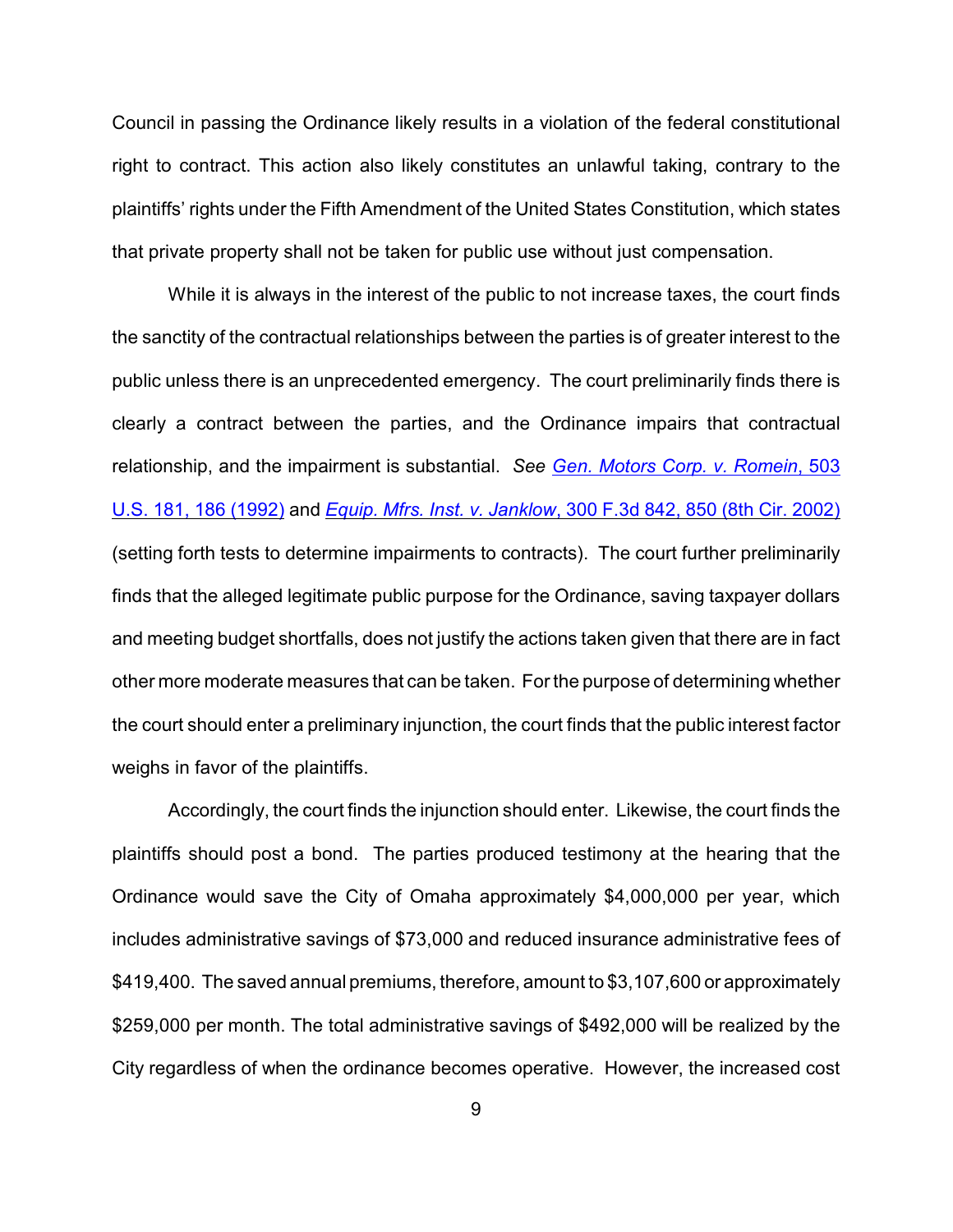Council in passing the Ordinance likely results in a violation of the federal constitutional right to contract. This action also likely constitutes an unlawful taking, contrary to the plaintiffs' rights under the Fifth Amendment of the United States Constitution, which states that private property shall not be taken for public use without just compensation.

While it is always in the interest of the public to not increase taxes, the court finds the sanctity of the contractual relationships between the parties is of greater interest to the public unless there is an unprecedented emergency. The court preliminarily finds there is clearly a contract between the parties, and the Ordinance impairs that contractual relationship, and the impairment is substantial. *See* [*Gen. Motors Corp. v. Romein*, 503 U.S. 181, 186 (1992)]() and [*Equip. Mfrs. Inst. v. Janklow*, 300 F.3d 842, 850 (8th Cir. 2002)]() (setting forth tests to determine impairments to contracts). The court further preliminarily finds that the alleged legitimate public purpose for the Ordinance, saving taxpayer dollars and meeting budget shortfalls, does not justify the actions taken given that there are in fact other more moderate measures that can be taken. For the purpose of determining whether the court should enter a preliminary injunction, the court finds that the public interest factor weighs in favor of the plaintiffs.

Accordingly, the court finds the injunction should enter. Likewise, the court finds the plaintiffs should post a bond. The parties produced testimony at the hearing that the Ordinance would save the City of Omaha approximately $4,000,000 per year, which includes administrative savings of $73,000 and reduced insurance administrative fees of $419,400. The saved annual premiums, therefore, amount to $3,107,600 or approximately $259,000 per month. The total administrative savings of $492,000 will be realized by the City regardless of when the ordinance becomes operative. However, the increased cost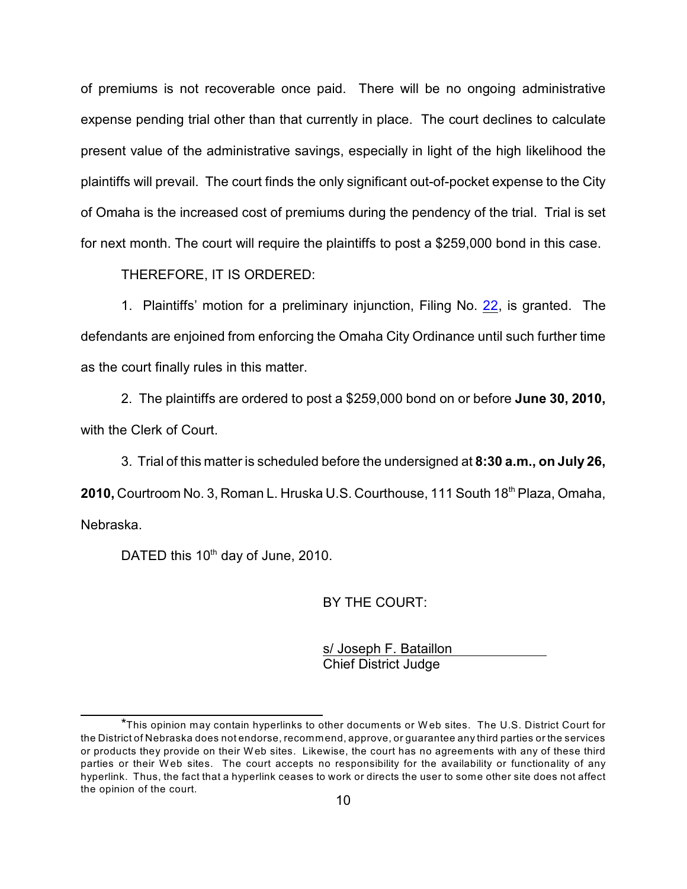of premiums is not recoverable once paid. There will be no ongoing administrative expense pending trial other than that currently in place. The court declines to calculate present value of the administrative savings, especially in light of the high likelihood the plaintiffs will prevail. The court finds the only significant out-of-pocket expense to the City of Omaha is the increased cost of premiums during the pendency of the trial. Trial is set for next month. The court will require the plaintiffs to post a $259,000 bond in this case.

THEREFORE, IT IS ORDERED:

1. Plaintiffs' motion for a preliminary injunction, Filing No. 22, is granted. The defendants are enjoined from enforcing the Omaha City Ordinance until such further time as the court finally rules in this matter.

2. The plaintiffs are ordered to post a $259,000 bond on or before **June 30, 2010,** with the Clerk of Court.

3. Trial of this matter is scheduled before the undersigned at **8:30 a.m., on July 26, 2010,** Courtroom No. 3, Roman L. Hruska U.S. Courthouse, 111 South 18th Plaza, Omaha, Nebraska.

DATED this 10th day of June, 2010.

BY THE COURT:

s/ Joseph F. Bataillon
Chief District Judge

---

*This opinion may contain hyperlinks to other documents or Web sites. The U.S. District Court for the District of Nebraska does not endorse, recommend, approve, or guarantee any third parties or the services or products they provide on their Web sites. Likewise, the court has no agreements with any of these third parties or their Web sites. The court accepts no responsibility for the availability or functionality of any hyperlink. Thus, the fact that a hyperlink ceases to work or directs the user to some other site does not affect the opinion of the court.